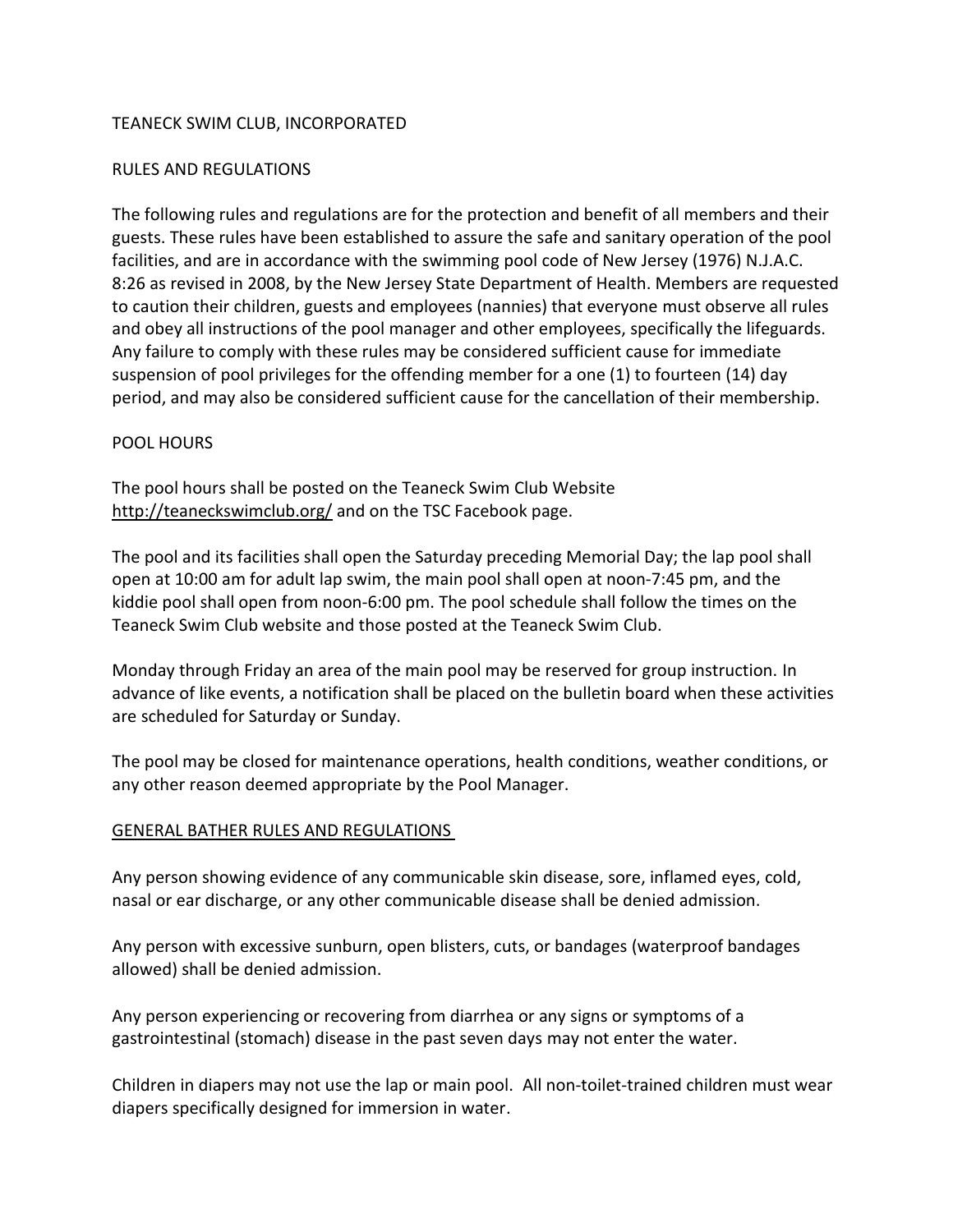# TEANECK SWIM CLUB, INCORPORATED

## RULES AND REGULATIONS

The following rules and regulations are for the protection and benefit of all members and their guests. These rules have been established to assure the safe and sanitary operation of the pool facilities, and are in accordance with the swimming pool code of New Jersey (1976) N.J.A.C. 8:26 as revised in 2008, by the New Jersey State Department of Health. Members are requested to caution their children, guests and employees (nannies) that everyone must observe all rules and obey all instructions of the pool manager and other employees, specifically the lifeguards. Any failure to comply with these rules may be considered sufficient cause for immediate suspension of pool privileges for the offending member for a one (1) to fourteen (14) day period, and may also be considered sufficient cause for the cancellation of their membership.

## POOL HOURS

The pool hours shall be posted on the Teaneck Swim Club Website http://teaneckswimclub.org/ and on the TSC Facebook page.

The pool and its facilities shall open the Saturday preceding Memorial Day; the lap pool shall open at 10:00 am for adult lap swim, the main pool shall open at noon-7:45 pm, and the kiddie pool shall open from noon-6:00 pm. The pool schedule shall follow the times on the Teaneck Swim Club website and those posted at the Teaneck Swim Club.

Monday through Friday an area of the main pool may be reserved for group instruction. In advance of like events, a notification shall be placed on the bulletin board when these activities are scheduled for Saturday or Sunday.

The pool may be closed for maintenance operations, health conditions, weather conditions, or any other reason deemed appropriate by the Pool Manager.

## GENERAL BATHER RULES AND REGULATIONS

Any person showing evidence of any communicable skin disease, sore, inflamed eyes, cold, nasal or ear discharge, or any other communicable disease shall be denied admission.

Any person with excessive sunburn, open blisters, cuts, or bandages (waterproof bandages allowed) shall be denied admission.

Any person experiencing or recovering from diarrhea or any signs or symptoms of a gastrointestinal (stomach) disease in the past seven days may not enter the water.

Children in diapers may not use the lap or main pool. All non-toilet-trained children must wear diapers specifically designed for immersion in water.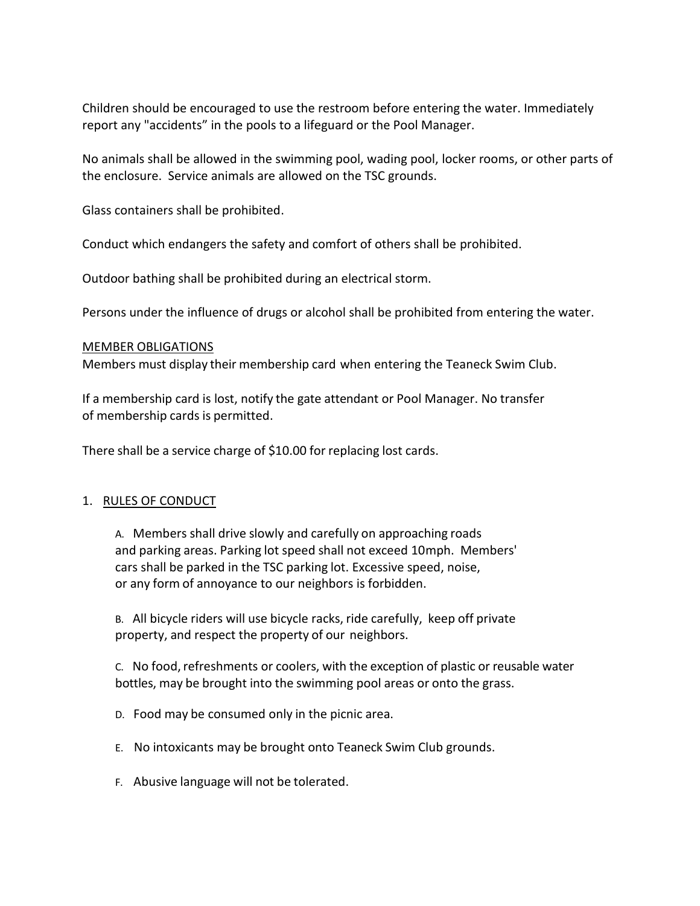Children should be encouraged to use the restroom before entering the water. Immediately report any "accidents" in the pools to a lifeguard or the Pool Manager.

No animals shall be allowed in the swimming pool, wading pool, locker rooms, or other parts of the enclosure. Service animals are allowed on the TSC grounds.

Glass containers shall be prohibited.

Conduct which endangers the safety and comfort of others shall be prohibited.

Outdoor bathing shall be prohibited during an electrical storm.

Persons under the influence of drugs or alcohol shall be prohibited from entering the water.

<u>MEMBER OBLIGATIONS</u>

Members must display their membership card when entering the Teaneck Swim Club.

If a membership card is lost, notify the gate attendant or Pool Manager. No transfer of membership cards is permitted.

There shall be a service charge of $10.00 for replacing lost cards.

1. <u>RULES OF CONDUCT</u>

   A. Members shall drive slowly and carefully on approaching roads and parking areas. Parking lot speed shall not exceed 10mph. Members' cars shall be parked in the TSC parking lot. Excessive speed, noise, or any form of annoyance to our neighbors is forbidden.

   B. All bicycle riders will use bicycle racks, ride carefully, keep off private property, and respect the property of our neighbors.

   C. No food, refreshments or coolers, with the exception of plastic or reusable water bottles, may be brought into the swimming pool areas or onto the grass.

   D. Food may be consumed only in the picnic area.

   E. No intoxicants may be brought onto Teaneck Swim Club grounds.

   F. Abusive language will not be tolerated.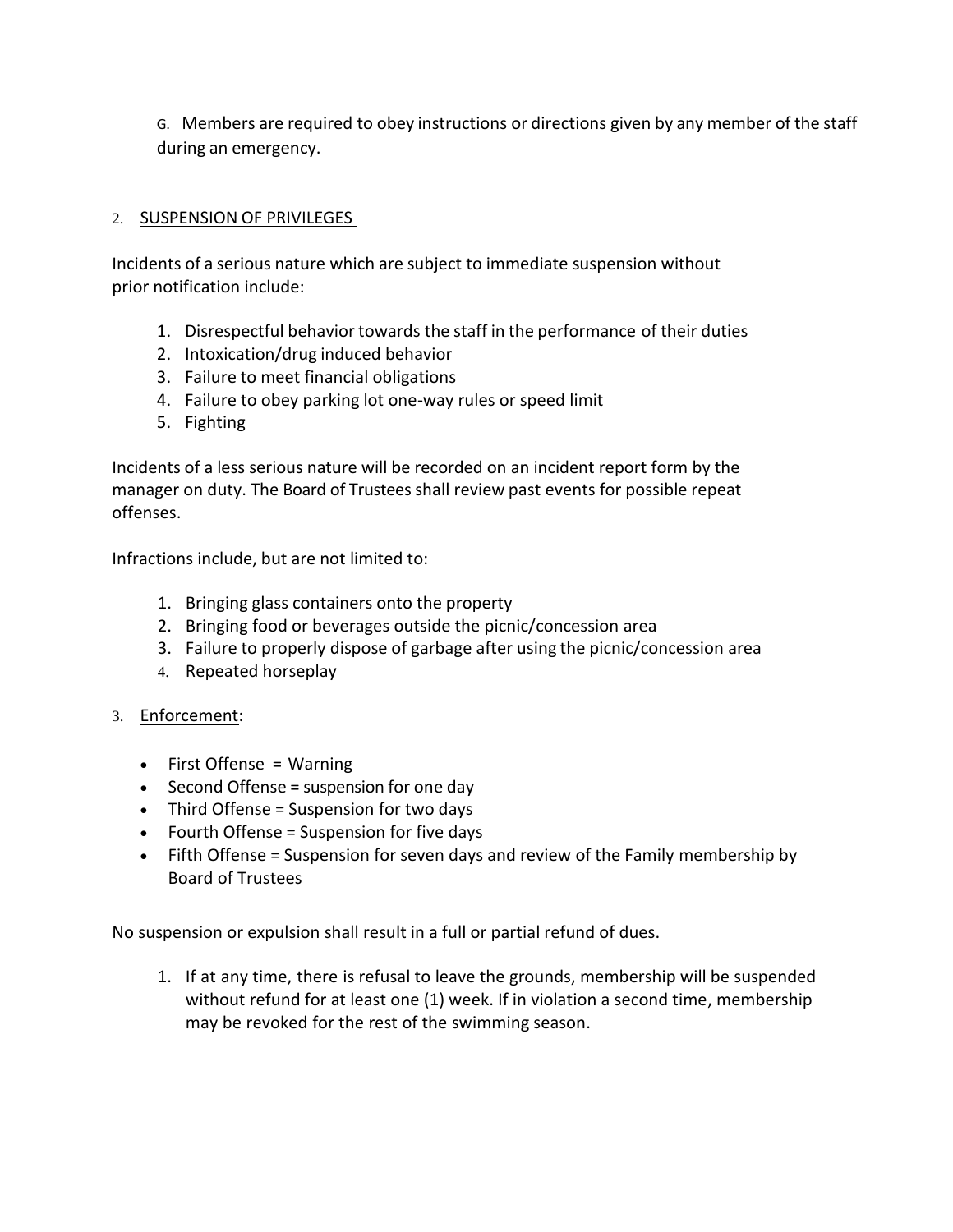G. Members are required to obey instructions or directions given by any member of the staff during an emergency.

2. SUSPENSION OF PRIVILEGES

Incidents of a serious nature which are subject to immediate suspension without prior notification include:

1. Disrespectful behavior towards the staff in the performance of their duties
2. Intoxication/drug induced behavior
3. Failure to meet financial obligations
4. Failure to obey parking lot one-way rules or speed limit
5. Fighting

Incidents of a less serious nature will be recorded on an incident report form by the manager on duty. The Board of Trustees shall review past events for possible repeat offenses.

Infractions include, but are not limited to:

1. Bringing glass containers onto the property
2. Bringing food or beverages outside the picnic/concession area
3. Failure to properly dispose of garbage after using the picnic/concession area
4. Repeated horseplay

3. Enforcement:

- First Offense = Warning
- Second Offense = suspension for one day
- Third Offense = Suspension for two days
- Fourth Offense = Suspension for five days
- Fifth Offense = Suspension for seven days and review of the Family membership by Board of Trustees

No suspension or expulsion shall result in a full or partial refund of dues.

1. If at any time, there is refusal to leave the grounds, membership will be suspended without refund for at least one (1) week. If in violation a second time, membership may be revoked for the rest of the swimming season.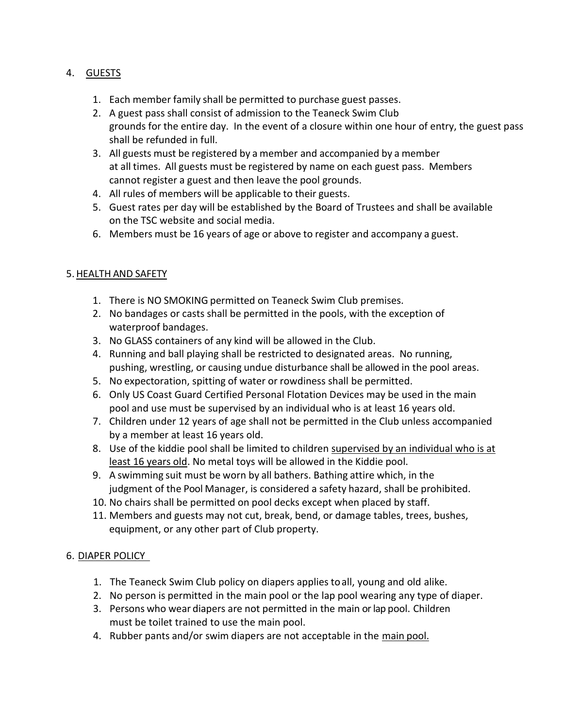## 4. GUESTS

1. Each member family shall be permitted to purchase guest passes.
2. A guest pass shall consist of admission to the Teaneck Swim Club grounds for the entire day. In the event of a closure within one hour of entry, the guest pass shall be refunded in full.
3. All guests must be registered by a member and accompanied by a member at all times. All guests must be registered by name on each guest pass. Members cannot register a guest and then leave the pool grounds.
4. All rules of members will be applicable to their guests.
5. Guest rates per day will be established by the Board of Trustees and shall be available on the TSC website and social media.
6. Members must be 16 years of age or above to register and accompany a guest.

## 5. HEALTH AND SAFETY

1. There is NO SMOKING permitted on Teaneck Swim Club premises.
2. No bandages or casts shall be permitted in the pools, with the exception of waterproof bandages.
3. No GLASS containers of any kind will be allowed in the Club.
4. Running and ball playing shall be restricted to designated areas. No running, pushing, wrestling, or causing undue disturbance shall be allowed in the pool areas.
5. No expectoration, spitting of water or rowdiness shall be permitted.
6. Only US Coast Guard Certified Personal Flotation Devices may be used in the main pool and use must be supervised by an individual who is at least 16 years old.
7. Children under 12 years of age shall not be permitted in the Club unless accompanied by a member at least 16 years old.
8. Use of the kiddie pool shall be limited to children <u>supervised by an individual who is at least 16 years old</u>. No metal toys will be allowed in the Kiddie pool.
9. A swimming suit must be worn by all bathers. Bathing attire which, in the judgment of the Pool Manager, is considered a safety hazard, shall be prohibited.
10. No chairs shall be permitted on pool decks except when placed by staff.
11. Members and guests may not cut, break, bend, or damage tables, trees, bushes, equipment, or any other part of Club property.

## 6. DIAPER POLICY

1. The Teaneck Swim Club policy on diapers applies to all, young and old alike.
2. No person is permitted in the main pool or the lap pool wearing any type of diaper.
3. Persons who wear diapers are not permitted in the main or lap pool. Children must be toilet trained to use the main pool.
4. Rubber pants and/or swim diapers are not acceptable in the <u>main pool.</u>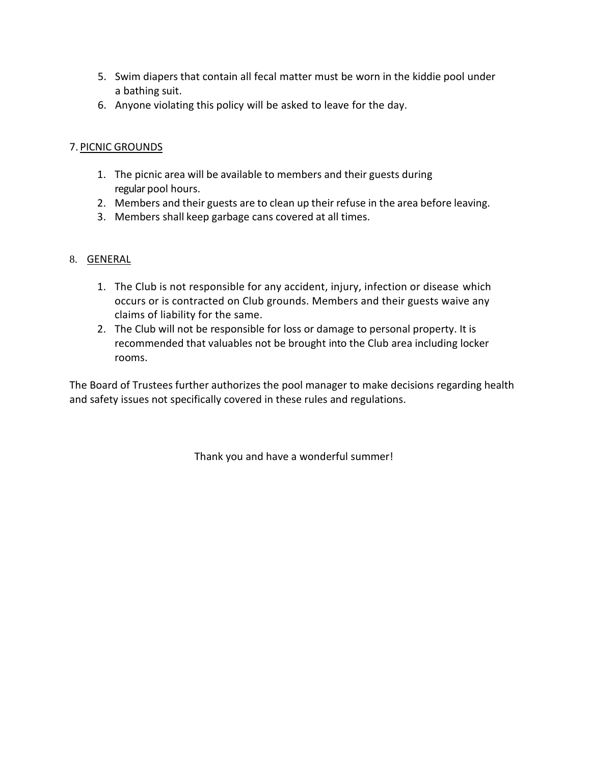5. Swim diapers that contain all fecal matter must be worn in the kiddie pool under a bathing suit.
6. Anyone violating this policy will be asked to leave for the day.

## 7. PICNIC GROUNDS

1. The picnic area will be available to members and their guests during regular pool hours.
2. Members and their guests are to clean up their refuse in the area before leaving.
3. Members shall keep garbage cans covered at all times.

## 8. GENERAL

1. The Club is not responsible for any accident, injury, infection or disease which occurs or is contracted on Club grounds. Members and their guests waive any claims of liability for the same.
2. The Club will not be responsible for loss or damage to personal property. It is recommended that valuables not be brought into the Club area including locker rooms.

The Board of Trustees further authorizes the pool manager to make decisions regarding health and safety issues not specifically covered in these rules and regulations.

Thank you and have a wonderful summer!